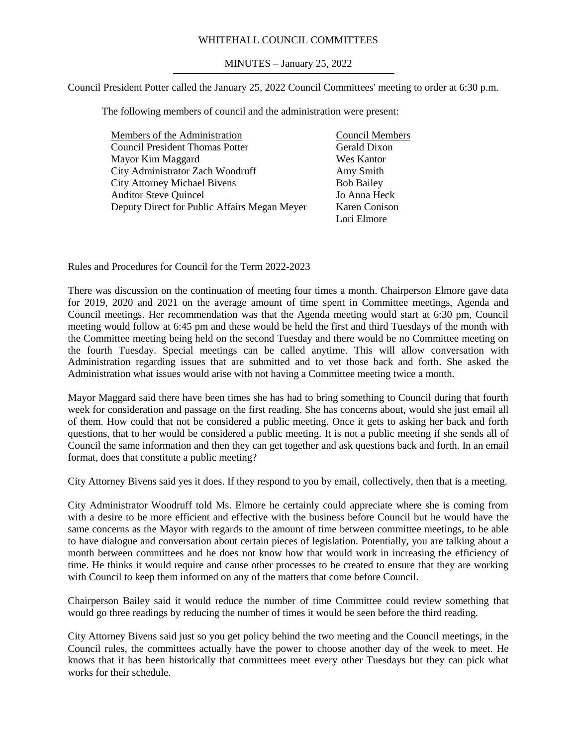WHITEHALL COUNCIL COMMITTEES

MINUTES – January 25, 2022

Council President Potter called the January 25, 2022 Council Committees' meeting to order at 6:30 p.m.

The following members of council and the administration were present:

| Members of the Administration | Council Members |
|---|---|
| Council President Thomas Potter | Gerald Dixon |
| Mayor Kim Maggard | Wes Kantor |
| City Administrator Zach Woodruff | Amy Smith |
| City Attorney Michael Bivens | Bob Bailey |
| Auditor Steve Quincel | Jo Anna Heck |
| Deputy Direct for Public Affairs Megan Meyer | Karen Conison |
| | Lori Elmore |

Rules and Procedures for Council for the Term 2022-2023

There was discussion on the continuation of meeting four times a month. Chairperson Elmore gave data for 2019, 2020 and 2021 on the average amount of time spent in Committee meetings, Agenda and Council meetings. Her recommendation was that the Agenda meeting would start at 6:30 pm, Council meeting would follow at 6:45 pm and these would be held the first and third Tuesdays of the month with the Committee meeting being held on the second Tuesday and there would be no Committee meeting on the fourth Tuesday. Special meetings can be called anytime. This will allow conversation with Administration regarding issues that are submitted and to vet those back and forth. She asked the Administration what issues would arise with not having a Committee meeting twice a month.

Mayor Maggard said there have been times she has had to bring something to Council during that fourth week for consideration and passage on the first reading. She has concerns about, would she just email all of them. How could that not be considered a public meeting. Once it gets to asking her back and forth questions, that to her would be considered a public meeting. It is not a public meeting if she sends all of Council the same information and then they can get together and ask questions back and forth. In an email format, does that constitute a public meeting?

City Attorney Bivens said yes it does. If they respond to you by email, collectively, then that is a meeting.

City Administrator Woodruff told Ms. Elmore he certainly could appreciate where she is coming from with a desire to be more efficient and effective with the business before Council but he would have the same concerns as the Mayor with regards to the amount of time between committee meetings, to be able to have dialogue and conversation about certain pieces of legislation. Potentially, you are talking about a month between committees and he does not know how that would work in increasing the efficiency of time. He thinks it would require and cause other processes to be created to ensure that they are working with Council to keep them informed on any of the matters that come before Council.

Chairperson Bailey said it would reduce the number of time Committee could review something that would go three readings by reducing the number of times it would be seen before the third reading.

City Attorney Bivens said just so you get policy behind the two meeting and the Council meetings, in the Council rules, the committees actually have the power to choose another day of the week to meet. He knows that it has been historically that committees meet every other Tuesdays but they can pick what works for their schedule.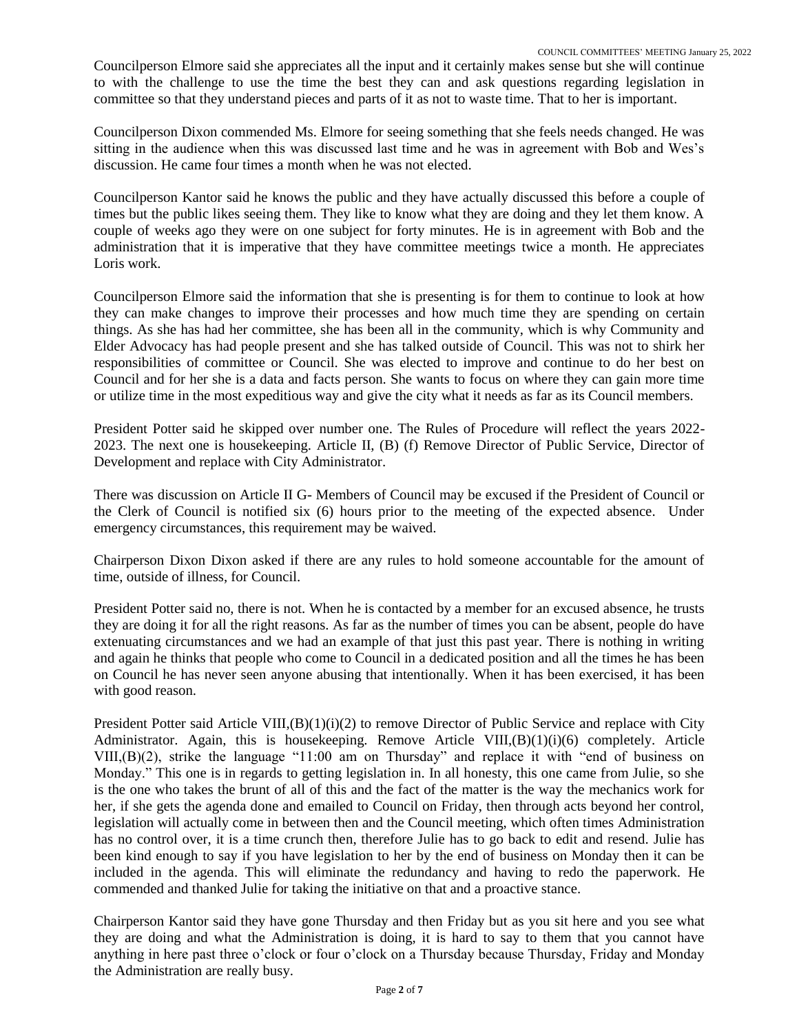Councilperson Elmore said she appreciates all the input and it certainly makes sense but she will continue to with the challenge to use the time the best they can and ask questions regarding legislation in committee so that they understand pieces and parts of it as not to waste time. That to her is important.

Councilperson Dixon commended Ms. Elmore for seeing something that she feels needs changed. He was sitting in the audience when this was discussed last time and he was in agreement with Bob and Wes's discussion. He came four times a month when he was not elected.

Councilperson Kantor said he knows the public and they have actually discussed this before a couple of times but the public likes seeing them. They like to know what they are doing and they let them know. A couple of weeks ago they were on one subject for forty minutes. He is in agreement with Bob and the administration that it is imperative that they have committee meetings twice a month. He appreciates Loris work.

Councilperson Elmore said the information that she is presenting is for them to continue to look at how they can make changes to improve their processes and how much time they are spending on certain things. As she has had her committee, she has been all in the community, which is why Community and Elder Advocacy has had people present and she has talked outside of Council. This was not to shirk her responsibilities of committee or Council. She was elected to improve and continue to do her best on Council and for her she is a data and facts person. She wants to focus on where they can gain more time or utilize time in the most expeditious way and give the city what it needs as far as its Council members.

President Potter said he skipped over number one. The Rules of Procedure will reflect the years 2022-2023. The next one is housekeeping. Article II, (B) (f) Remove Director of Public Service, Director of Development and replace with City Administrator.

There was discussion on Article II G- Members of Council may be excused if the President of Council or the Clerk of Council is notified six (6) hours prior to the meeting of the expected absence. Under emergency circumstances, this requirement may be waived.

Chairperson Dixon Dixon asked if there are any rules to hold someone accountable for the amount of time, outside of illness, for Council.

President Potter said no, there is not. When he is contacted by a member for an excused absence, he trusts they are doing it for all the right reasons. As far as the number of times you can be absent, people do have extenuating circumstances and we had an example of that just this past year. There is nothing in writing and again he thinks that people who come to Council in a dedicated position and all the times he has been on Council he has never seen anyone abusing that intentionally. When it has been exercised, it has been with good reason.

President Potter said Article VIII,(B)(1)(i)(2) to remove Director of Public Service and replace with City Administrator. Again, this is housekeeping. Remove Article VIII,(B)(1)(i)(6) completely. Article VIII,(B)(2), strike the language "11:00 am on Thursday" and replace it with "end of business on Monday." This one is in regards to getting legislation in. In all honesty, this one came from Julie, so she is the one who takes the brunt of all of this and the fact of the matter is the way the mechanics work for her, if she gets the agenda done and emailed to Council on Friday, then through acts beyond her control, legislation will actually come in between then and the Council meeting, which often times Administration has no control over, it is a time crunch then, therefore Julie has to go back to edit and resend. Julie has been kind enough to say if you have legislation to her by the end of business on Monday then it can be included in the agenda. This will eliminate the redundancy and having to redo the paperwork. He commended and thanked Julie for taking the initiative on that and a proactive stance.

Chairperson Kantor said they have gone Thursday and then Friday but as you sit here and you see what they are doing and what the Administration is doing, it is hard to say to them that you cannot have anything in here past three o'clock or four o'clock on a Thursday because Thursday, Friday and Monday the Administration are really busy.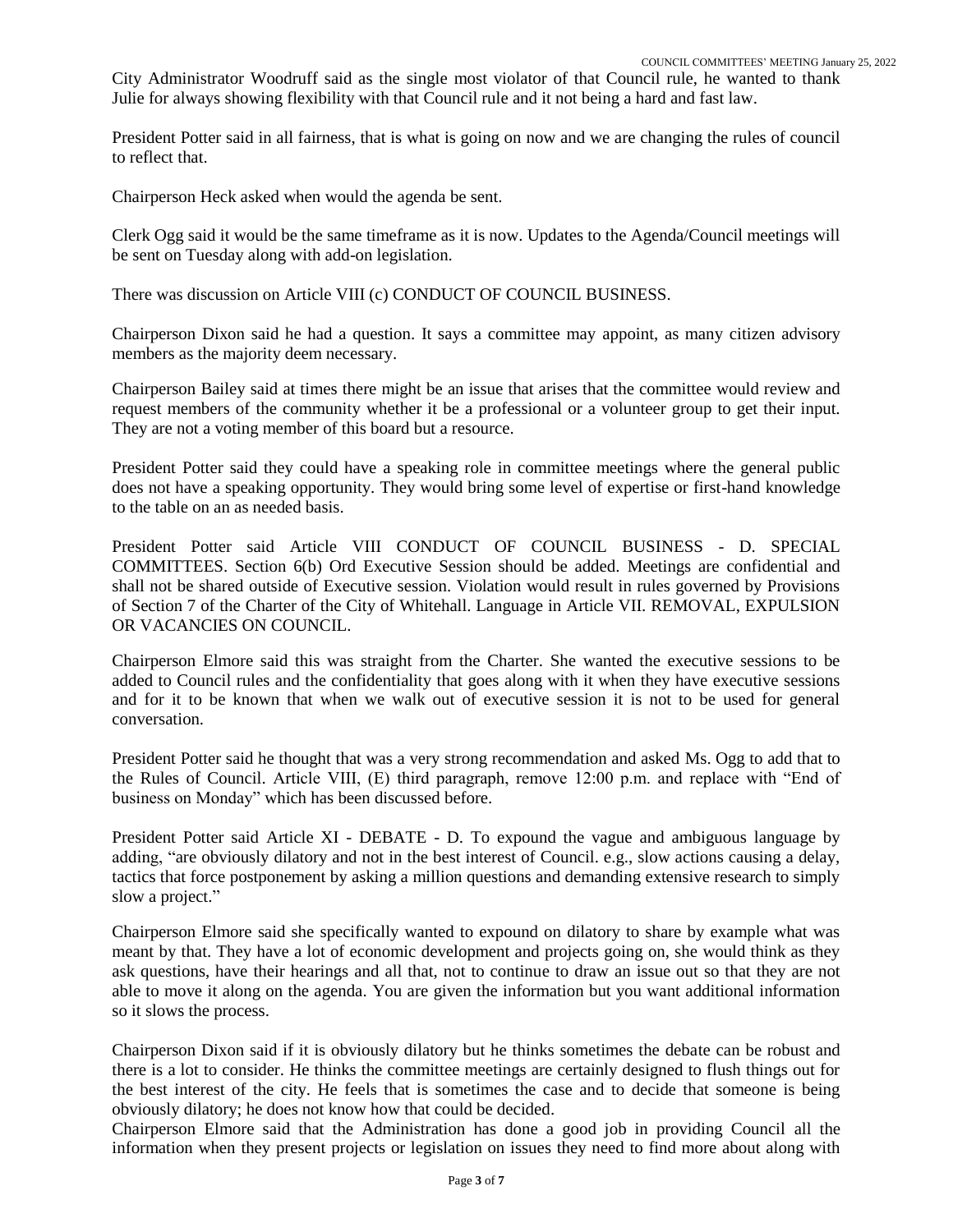City Administrator Woodruff said as the single most violator of that Council rule, he wanted to thank Julie for always showing flexibility with that Council rule and it not being a hard and fast law.

President Potter said in all fairness, that is what is going on now and we are changing the rules of council to reflect that.

Chairperson Heck asked when would the agenda be sent.

Clerk Ogg said it would be the same timeframe as it is now. Updates to the Agenda/Council meetings will be sent on Tuesday along with add-on legislation.

There was discussion on Article VIII (c) CONDUCT OF COUNCIL BUSINESS.

Chairperson Dixon said he had a question. It says a committee may appoint, as many citizen advisory members as the majority deem necessary.

Chairperson Bailey said at times there might be an issue that arises that the committee would review and request members of the community whether it be a professional or a volunteer group to get their input. They are not a voting member of this board but a resource.

President Potter said they could have a speaking role in committee meetings where the general public does not have a speaking opportunity. They would bring some level of expertise or first-hand knowledge to the table on an as needed basis.

President Potter said Article VIII CONDUCT OF COUNCIL BUSINESS - D. SPECIAL COMMITTEES. Section 6(b) Ord Executive Session should be added. Meetings are confidential and shall not be shared outside of Executive session. Violation would result in rules governed by Provisions of Section 7 of the Charter of the City of Whitehall. Language in Article VII. REMOVAL, EXPULSION OR VACANCIES ON COUNCIL.

Chairperson Elmore said this was straight from the Charter. She wanted the executive sessions to be added to Council rules and the confidentiality that goes along with it when they have executive sessions and for it to be known that when we walk out of executive session it is not to be used for general conversation.

President Potter said he thought that was a very strong recommendation and asked Ms. Ogg to add that to the Rules of Council. Article VIII, (E) third paragraph, remove 12:00 p.m. and replace with "End of business on Monday" which has been discussed before.

President Potter said Article XI - DEBATE - D. To expound the vague and ambiguous language by adding, "are obviously dilatory and not in the best interest of Council. e.g., slow actions causing a delay, tactics that force postponement by asking a million questions and demanding extensive research to simply slow a project."

Chairperson Elmore said she specifically wanted to expound on dilatory to share by example what was meant by that. They have a lot of economic development and projects going on, she would think as they ask questions, have their hearings and all that, not to continue to draw an issue out so that they are not able to move it along on the agenda. You are given the information but you want additional information so it slows the process.

Chairperson Dixon said if it is obviously dilatory but he thinks sometimes the debate can be robust and there is a lot to consider. He thinks the committee meetings are certainly designed to flush things out for the best interest of the city. He feels that is sometimes the case and to decide that someone is being obviously dilatory; he does not know how that could be decided.

Chairperson Elmore said that the Administration has done a good job in providing Council all the information when they present projects or legislation on issues they need to find more about along with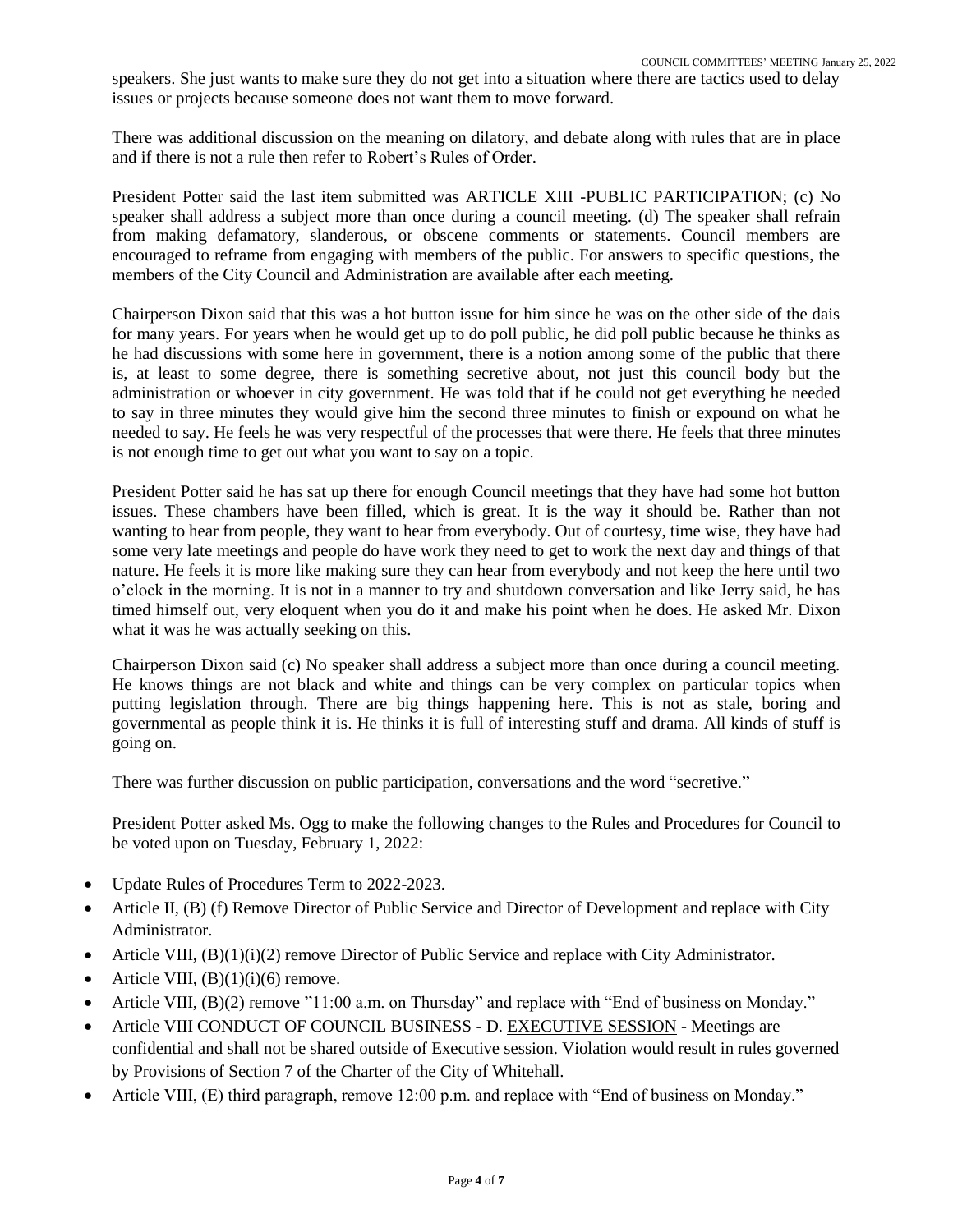speakers. She just wants to make sure they do not get into a situation where there are tactics used to delay issues or projects because someone does not want them to move forward.

There was additional discussion on the meaning on dilatory, and debate along with rules that are in place and if there is not a rule then refer to Robert's Rules of Order.

President Potter said the last item submitted was ARTICLE XIII -PUBLIC PARTICIPATION; (c) No speaker shall address a subject more than once during a council meeting. (d) The speaker shall refrain from making defamatory, slanderous, or obscene comments or statements. Council members are encouraged to reframe from engaging with members of the public. For answers to specific questions, the members of the City Council and Administration are available after each meeting.

Chairperson Dixon said that this was a hot button issue for him since he was on the other side of the dais for many years. For years when he would get up to do poll public, he did poll public because he thinks as he had discussions with some here in government, there is a notion among some of the public that there is, at least to some degree, there is something secretive about, not just this council body but the administration or whoever in city government. He was told that if he could not get everything he needed to say in three minutes they would give him the second three minutes to finish or expound on what he needed to say. He feels he was very respectful of the processes that were there. He feels that three minutes is not enough time to get out what you want to say on a topic.

President Potter said he has sat up there for enough Council meetings that they have had some hot button issues. These chambers have been filled, which is great. It is the way it should be. Rather than not wanting to hear from people, they want to hear from everybody. Out of courtesy, time wise, they have had some very late meetings and people do have work they need to get to work the next day and things of that nature. He feels it is more like making sure they can hear from everybody and not keep the here until two o'clock in the morning. It is not in a manner to try and shutdown conversation and like Jerry said, he has timed himself out, very eloquent when you do it and make his point when he does. He asked Mr. Dixon what it was he was actually seeking on this.

Chairperson Dixon said (c) No speaker shall address a subject more than once during a council meeting. He knows things are not black and white and things can be very complex on particular topics when putting legislation through. There are big things happening here. This is not as stale, boring and governmental as people think it is. He thinks it is full of interesting stuff and drama. All kinds of stuff is going on.

There was further discussion on public participation, conversations and the word "secretive."

President Potter asked Ms. Ogg to make the following changes to the Rules and Procedures for Council to be voted upon on Tuesday, February 1, 2022:

- Update Rules of Procedures Term to 2022-2023.
- Article II, (B) (f) Remove Director of Public Service and Director of Development and replace with City Administrator.
- Article VIII, (B)(1)(i)(2) remove Director of Public Service and replace with City Administrator.
- Article VIII, (B)(1)(i)(6) remove.
- Article VIII, (B)(2) remove "11:00 a.m. on Thursday" and replace with "End of business on Monday."
- Article VIII CONDUCT OF COUNCIL BUSINESS - D. <u>EXECUTIVE SESSION</u> - Meetings are confidential and shall not be shared outside of Executive session. Violation would result in rules governed by Provisions of Section 7 of the Charter of the City of Whitehall.
- Article VIII, (E) third paragraph, remove 12:00 p.m. and replace with "End of business on Monday."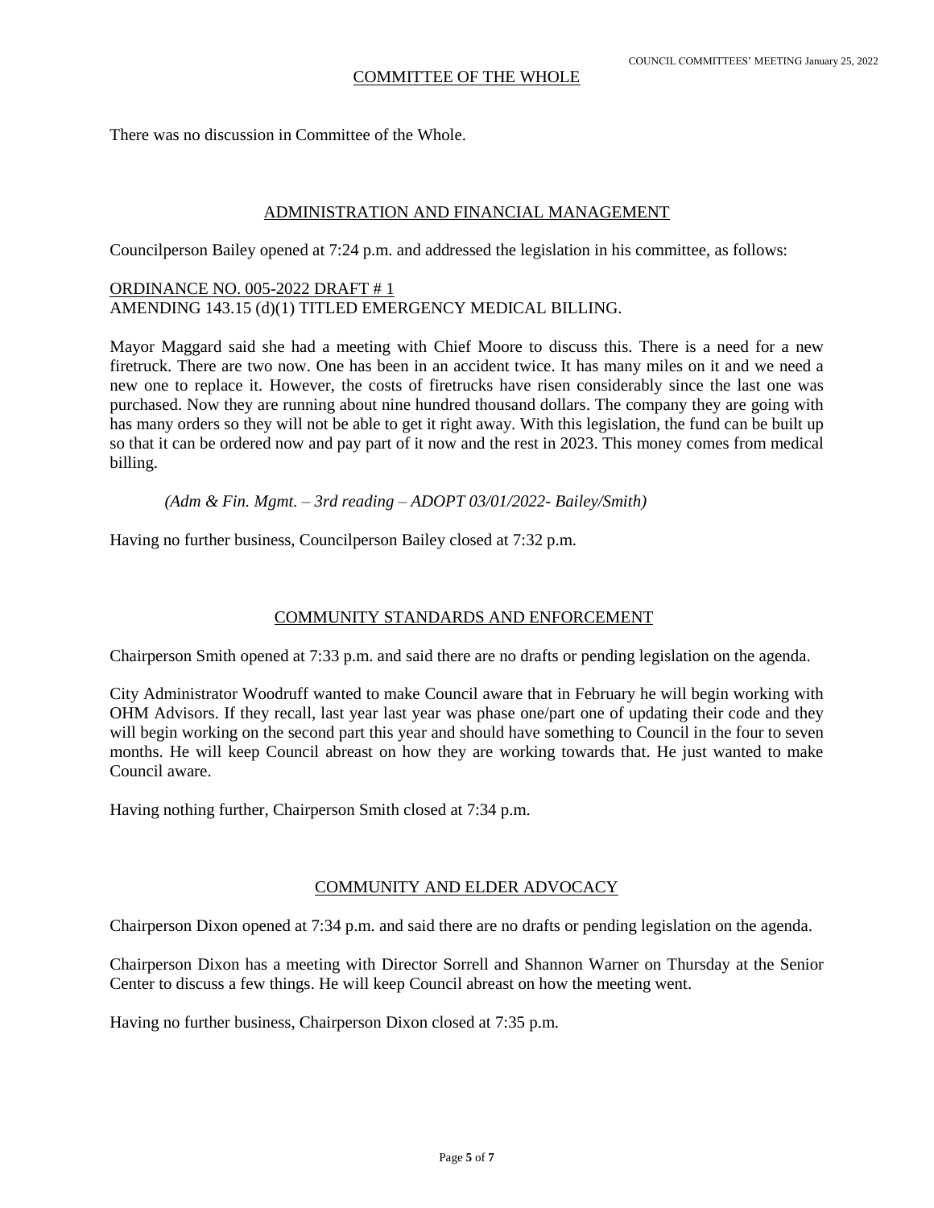## COMMITTEE OF THE WHOLE

There was no discussion in Committee of the Whole.

## ADMINISTRATION AND FINANCIAL MANAGEMENT

Councilperson Bailey opened at 7:24 p.m. and addressed the legislation in his committee, as follows:

ORDINANCE NO. 005-2022 DRAFT # 1
AMENDING 143.15 (d)(1) TITLED EMERGENCY MEDICAL BILLING.

Mayor Maggard said she had a meeting with Chief Moore to discuss this. There is a need for a new firetruck. There are two now. One has been in an accident twice. It has many miles on it and we need a new one to replace it. However, the costs of firetrucks have risen considerably since the last one was purchased. Now they are running about nine hundred thousand dollars. The company they are going with has many orders so they will not be able to get it right away. With this legislation, the fund can be built up so that it can be ordered now and pay part of it now and the rest in 2023. This money comes from medical billing.

*(Adm & Fin. Mgmt. – 3rd reading – ADOPT 03/01/2022- Bailey/Smith)*

Having no further business, Councilperson Bailey closed at 7:32 p.m.

## COMMUNITY STANDARDS AND ENFORCEMENT

Chairperson Smith opened at 7:33 p.m. and said there are no drafts or pending legislation on the agenda.

City Administrator Woodruff wanted to make Council aware that in February he will begin working with OHM Advisors. If they recall, last year last year was phase one/part one of updating their code and they will begin working on the second part this year and should have something to Council in the four to seven months. He will keep Council abreast on how they are working towards that. He just wanted to make Council aware.

Having nothing further, Chairperson Smith closed at 7:34 p.m.

## COMMUNITY AND ELDER ADVOCACY

Chairperson Dixon opened at 7:34 p.m. and said there are no drafts or pending legislation on the agenda.

Chairperson Dixon has a meeting with Director Sorrell and Shannon Warner on Thursday at the Senior Center to discuss a few things. He will keep Council abreast on how the meeting went.

Having no further business, Chairperson Dixon closed at 7:35 p.m.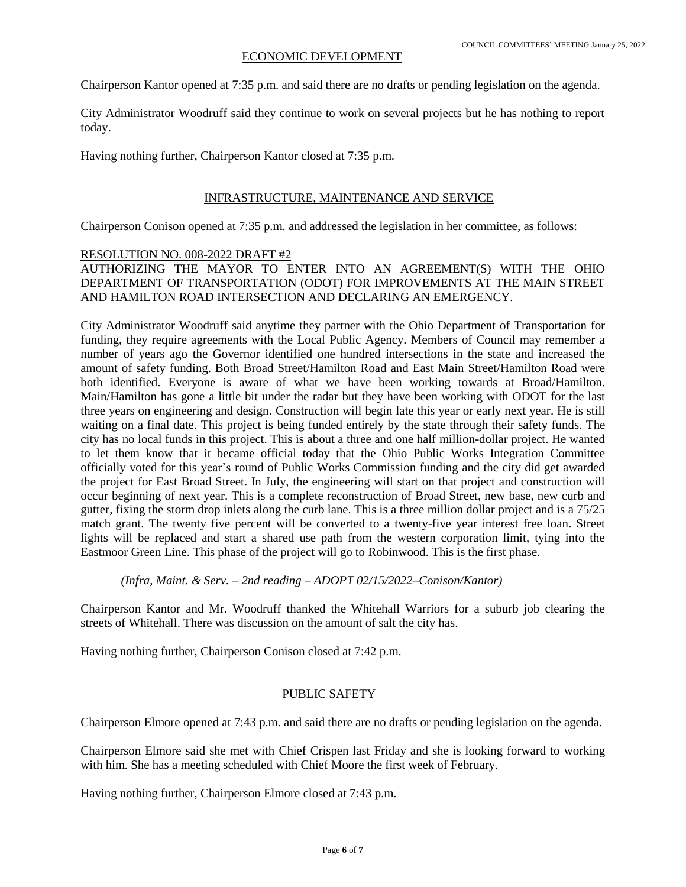## ECONOMIC DEVELOPMENT

Chairperson Kantor opened at 7:35 p.m. and said there are no drafts or pending legislation on the agenda.

City Administrator Woodruff said they continue to work on several projects but he has nothing to report today.

Having nothing further, Chairperson Kantor closed at 7:35 p.m.

## INFRASTRUCTURE, MAINTENANCE AND SERVICE

Chairperson Conison opened at 7:35 p.m. and addressed the legislation in her committee, as follows:

RESOLUTION NO. 008-2022 DRAFT #2
AUTHORIZING THE MAYOR TO ENTER INTO AN AGREEMENT(S) WITH THE OHIO DEPARTMENT OF TRANSPORTATION (ODOT) FOR IMPROVEMENTS AT THE MAIN STREET AND HAMILTON ROAD INTERSECTION AND DECLARING AN EMERGENCY.

City Administrator Woodruff said anytime they partner with the Ohio Department of Transportation for funding, they require agreements with the Local Public Agency. Members of Council may remember a number of years ago the Governor identified one hundred intersections in the state and increased the amount of safety funding. Both Broad Street/Hamilton Road and East Main Street/Hamilton Road were both identified. Everyone is aware of what we have been working towards at Broad/Hamilton. Main/Hamilton has gone a little bit under the radar but they have been working with ODOT for the last three years on engineering and design. Construction will begin late this year or early next year. He is still waiting on a final date. This project is being funded entirely by the state through their safety funds. The city has no local funds in this project. This is about a three and one half million-dollar project. He wanted to let them know that it became official today that the Ohio Public Works Integration Committee officially voted for this year's round of Public Works Commission funding and the city did get awarded the project for East Broad Street. In July, the engineering will start on that project and construction will occur beginning of next year. This is a complete reconstruction of Broad Street, new base, new curb and gutter, fixing the storm drop inlets along the curb lane. This is a three million dollar project and is a 75/25 match grant. The twenty five percent will be converted to a twenty-five year interest free loan. Street lights will be replaced and start a shared use path from the western corporation limit, tying into the Eastmoor Green Line. This phase of the project will go to Robinwood. This is the first phase.

*(Infra, Maint. & Serv. – 2nd reading – ADOPT 02/15/2022–Conison/Kantor)*

Chairperson Kantor and Mr. Woodruff thanked the Whitehall Warriors for a suburb job clearing the streets of Whitehall. There was discussion on the amount of salt the city has.

Having nothing further, Chairperson Conison closed at 7:42 p.m.

## PUBLIC SAFETY

Chairperson Elmore opened at 7:43 p.m. and said there are no drafts or pending legislation on the agenda.

Chairperson Elmore said she met with Chief Crispen last Friday and she is looking forward to working with him. She has a meeting scheduled with Chief Moore the first week of February.

Having nothing further, Chairperson Elmore closed at 7:43 p.m.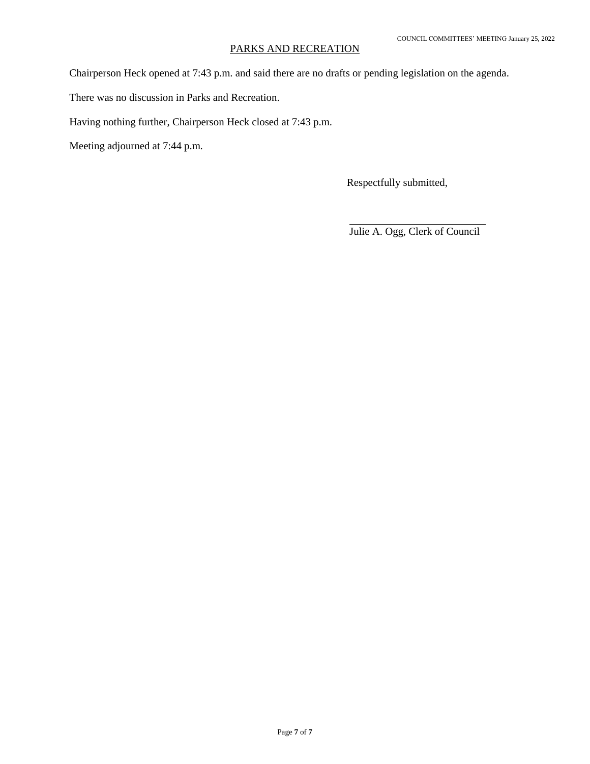## PARKS AND RECREATION

Chairperson Heck opened at 7:43 p.m. and said there are no drafts or pending legislation on the agenda.

There was no discussion in Parks and Recreation.

Having nothing further, Chairperson Heck closed at 7:43 p.m.

Meeting adjourned at 7:44 p.m.

Respectfully submitted,

\_\_\_\_\_\_\_\_\_\_\_\_\_\_\_\_\_\_\_\_\_\_\_\_\_\_\_\_

Julie A. Ogg, Clerk of Council